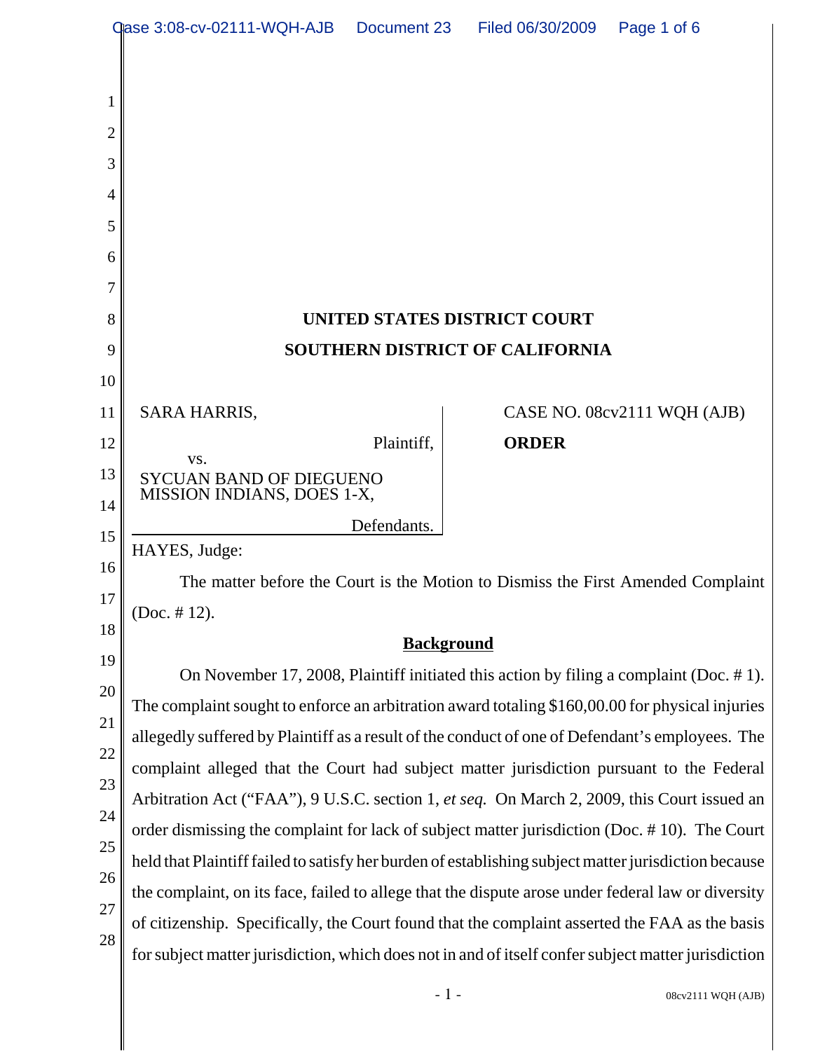**UNITED STATES DISTRICT COURT**

**SOUTHERN DISTRICT OF CALIFORNIA**

SARA HARRIS,

Plaintiff,

vs.

SYCUAN BAND OF DIEGUENO MISSION INDIANS, DOES 1-X,

Defendants.

CASE NO. 08cv2111 WQH (AJB)

**ORDER**

HAYES, Judge:

The matter before the Court is the Motion to Dismiss the First Amended Complaint (Doc. # 12).

**Background**

On November 17, 2008, Plaintiff initiated this action by filing a complaint (Doc. # 1). The complaint sought to enforce an arbitration award totaling $160,00.00 for physical injuries allegedly suffered by Plaintiff as a result of the conduct of one of Defendant's employees. The complaint alleged that the Court had subject matter jurisdiction pursuant to the Federal Arbitration Act ("FAA"), 9 U.S.C. section 1, *et seq.* On March 2, 2009, this Court issued an order dismissing the complaint for lack of subject matter jurisdiction (Doc. # 10). The Court held that Plaintiff failed to satisfy her burden of establishing subject matter jurisdiction because the complaint, on its face, failed to allege that the dispute arose under federal law or diversity of citizenship. Specifically, the Court found that the complaint asserted the FAA as the basis for subject matter jurisdiction, which does not in and of itself confer subject matter jurisdiction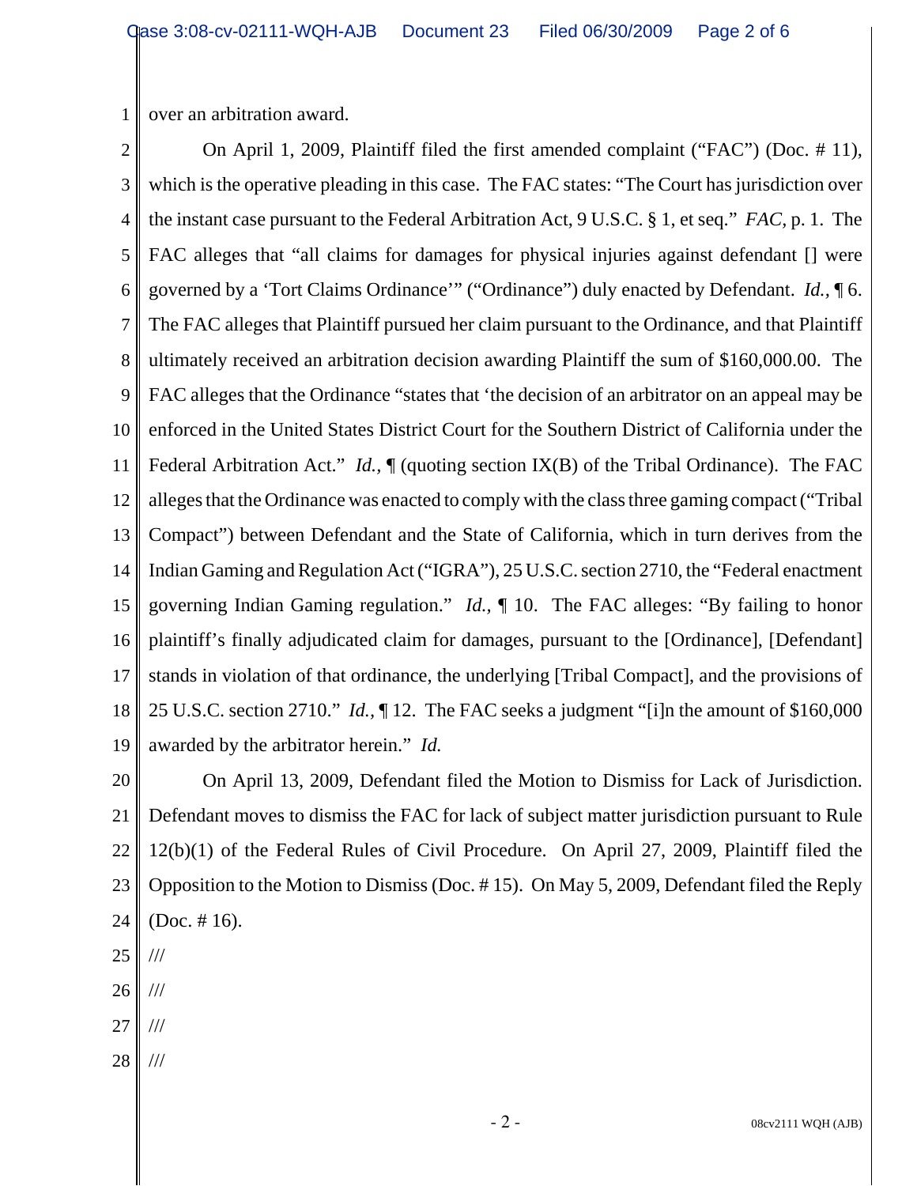over an arbitration award.

On April 1, 2009, Plaintiff filed the first amended complaint ("FAC") (Doc. # 11), which is the operative pleading in this case. The FAC states: "The Court has jurisdiction over the instant case pursuant to the Federal Arbitration Act, 9 U.S.C. § 1, et seq." *FAC*, p. 1. The FAC alleges that "all claims for damages for physical injuries against defendant [] were governed by a 'Tort Claims Ordinance'" ("Ordinance") duly enacted by Defendant. *Id.*, ¶ 6. The FAC alleges that Plaintiff pursued her claim pursuant to the Ordinance, and that Plaintiff ultimately received an arbitration decision awarding Plaintiff the sum of $160,000.00. The FAC alleges that the Ordinance "states that 'the decision of an arbitrator on an appeal may be enforced in the United States District Court for the Southern District of California under the Federal Arbitration Act." *Id.*, ¶ (quoting section IX(B) of the Tribal Ordinance). The FAC alleges that the Ordinance was enacted to comply with the class three gaming compact ("Tribal Compact") between Defendant and the State of California, which in turn derives from the Indian Gaming and Regulation Act ("IGRA"), 25 U.S.C. section 2710, the "Federal enactment governing Indian Gaming regulation." *Id.*, ¶ 10. The FAC alleges: "By failing to honor plaintiff's finally adjudicated claim for damages, pursuant to the [Ordinance], [Defendant] stands in violation of that ordinance, the underlying [Tribal Compact], and the provisions of 25 U.S.C. section 2710." *Id.*, ¶ 12. The FAC seeks a judgment "[i]n the amount of $160,000 awarded by the arbitrator herein." *Id.*

On April 13, 2009, Defendant filed the Motion to Dismiss for Lack of Jurisdiction. Defendant moves to dismiss the FAC for lack of subject matter jurisdiction pursuant to Rule 12(b)(1) of the Federal Rules of Civil Procedure. On April 27, 2009, Plaintiff filed the Opposition to the Motion to Dismiss (Doc. # 15). On May 5, 2009, Defendant filed the Reply (Doc. # 16).

///

///

///

///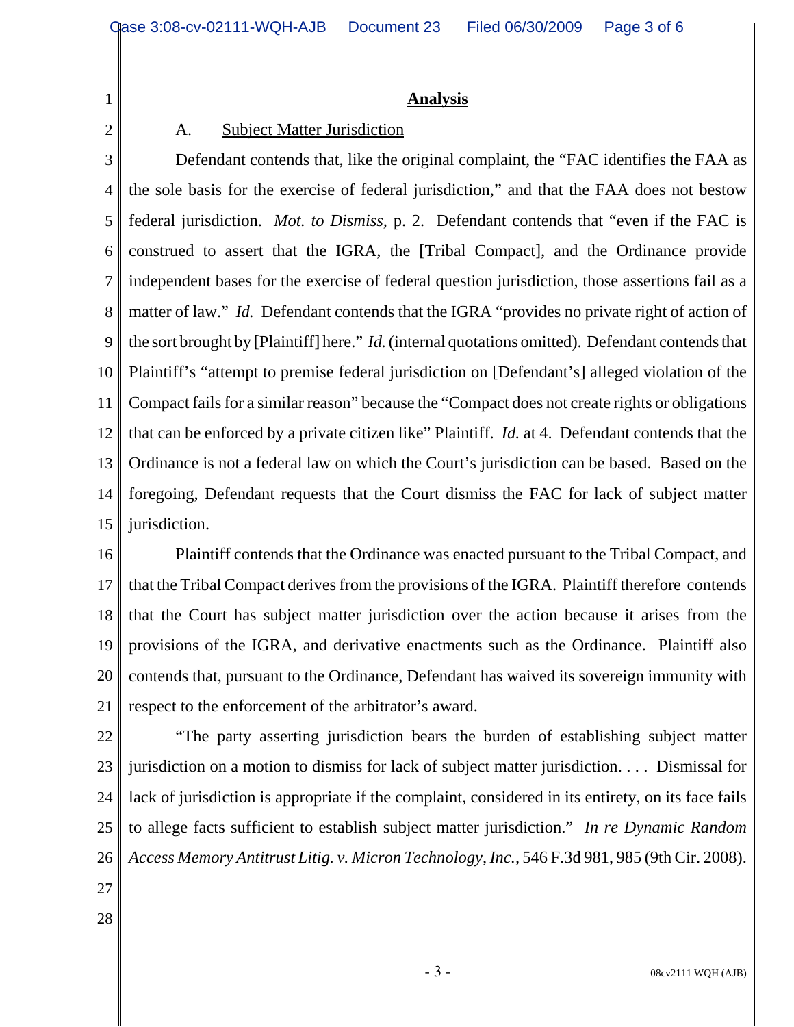## Analysis

### A. Subject Matter Jurisdiction

Defendant contends that, like the original complaint, the "FAC identifies the FAA as the sole basis for the exercise of federal jurisdiction," and that the FAA does not bestow federal jurisdiction. *Mot. to Dismiss*, p. 2. Defendant contends that "even if the FAC is construed to assert that the IGRA, the [Tribal Compact], and the Ordinance provide independent bases for the exercise of federal question jurisdiction, those assertions fail as a matter of law." *Id.* Defendant contends that the IGRA "provides no private right of action of the sort brought by [Plaintiff] here." *Id.* (internal quotations omitted). Defendant contends that Plaintiff's "attempt to premise federal jurisdiction on [Defendant's] alleged violation of the Compact fails for a similar reason" because the "Compact does not create rights or obligations that can be enforced by a private citizen like" Plaintiff. *Id.* at 4. Defendant contends that the Ordinance is not a federal law on which the Court's jurisdiction can be based. Based on the foregoing, Defendant requests that the Court dismiss the FAC for lack of subject matter jurisdiction.

Plaintiff contends that the Ordinance was enacted pursuant to the Tribal Compact, and that the Tribal Compact derives from the provisions of the IGRA. Plaintiff therefore contends that the Court has subject matter jurisdiction over the action because it arises from the provisions of the IGRA, and derivative enactments such as the Ordinance. Plaintiff also contends that, pursuant to the Ordinance, Defendant has waived its sovereign immunity with respect to the enforcement of the arbitrator's award.

"The party asserting jurisdiction bears the burden of establishing subject matter jurisdiction on a motion to dismiss for lack of subject matter jurisdiction. . . . Dismissal for lack of jurisdiction is appropriate if the complaint, considered in its entirety, on its face fails to allege facts sufficient to establish subject matter jurisdiction." *In re Dynamic Random Access Memory Antitrust Litig. v. Micron Technology, Inc.*, 546 F.3d 981, 985 (9th Cir. 2008).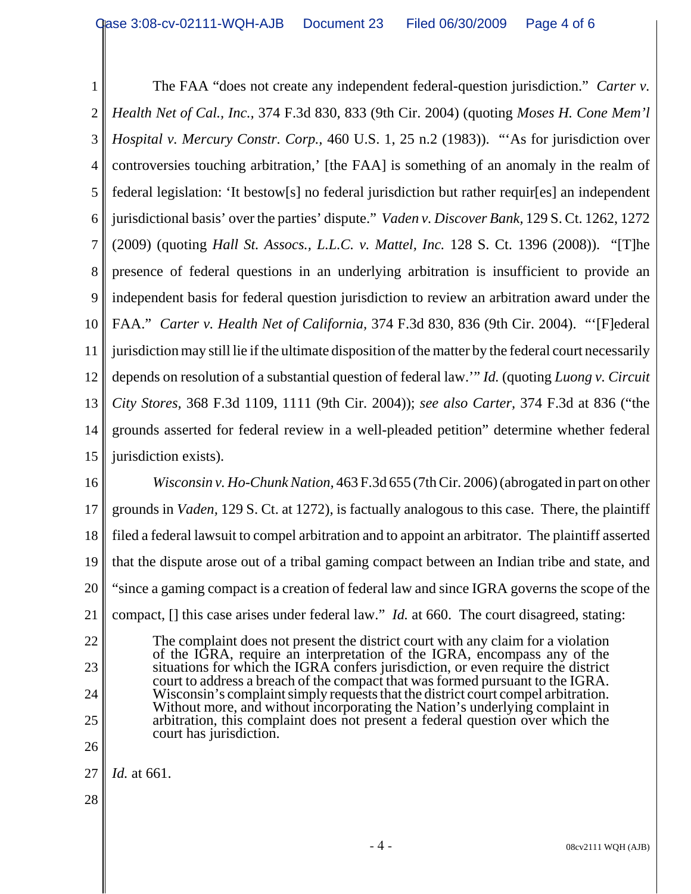The FAA "does not create any independent federal-question jurisdiction." *Carter v. Health Net of Cal., Inc.,* 374 F.3d 830, 833 (9th Cir. 2004) (quoting *Moses H. Cone Mem'l Hospital v. Mercury Constr. Corp.,* 460 U.S. 1, 25 n.2 (1983)). "'As for jurisdiction over controversies touching arbitration,' [the FAA] is something of an anomaly in the realm of federal legislation: 'It bestow[s] no federal jurisdiction but rather requir[es] an independent jurisdictional basis' over the parties' dispute." *Vaden v. Discover Bank,* 129 S. Ct. 1262, 1272 (2009) (quoting *Hall St. Assocs., L.L.C. v. Mattel, Inc.* 128 S. Ct. 1396 (2008)). "[T]he presence of federal questions in an underlying arbitration is insufficient to provide an independent basis for federal question jurisdiction to review an arbitration award under the FAA." *Carter v. Health Net of California,* 374 F.3d 830, 836 (9th Cir. 2004). "'[F]ederal jurisdiction may still lie if the ultimate disposition of the matter by the federal court necessarily depends on resolution of a substantial question of federal law.'" *Id.* (quoting *Luong v. Circuit City Stores*, 368 F.3d 1109, 1111 (9th Cir. 2004)); *see also Carter*, 374 F.3d at 836 ("the grounds asserted for federal review in a well-pleaded petition" determine whether federal jurisdiction exists).

*Wisconsin v. Ho-Chunk Nation,* 463 F.3d 655 (7th Cir. 2006) (abrogated in part on other grounds in *Vaden*, 129 S. Ct. at 1272), is factually analogous to this case. There, the plaintiff filed a federal lawsuit to compel arbitration and to appoint an arbitrator. The plaintiff asserted that the dispute arose out of a tribal gaming compact between an Indian tribe and state, and "since a gaming compact is a creation of federal law and since IGRA governs the scope of the compact, [] this case arises under federal law." *Id.* at 660. The court disagreed, stating:

> The complaint does not present the district court with any claim for a violation of the IGRA, require an interpretation of the IGRA, encompass any of the situations for which the IGRA confers jurisdiction, or even require the district court to address a breach of the compact that was formed pursuant to the IGRA. Wisconsin's complaint simply requests that the district court compel arbitration. Without more, and without incorporating the Nation's underlying complaint in arbitration, this complaint does not present a federal question over which the court has jurisdiction.

*Id.* at 661.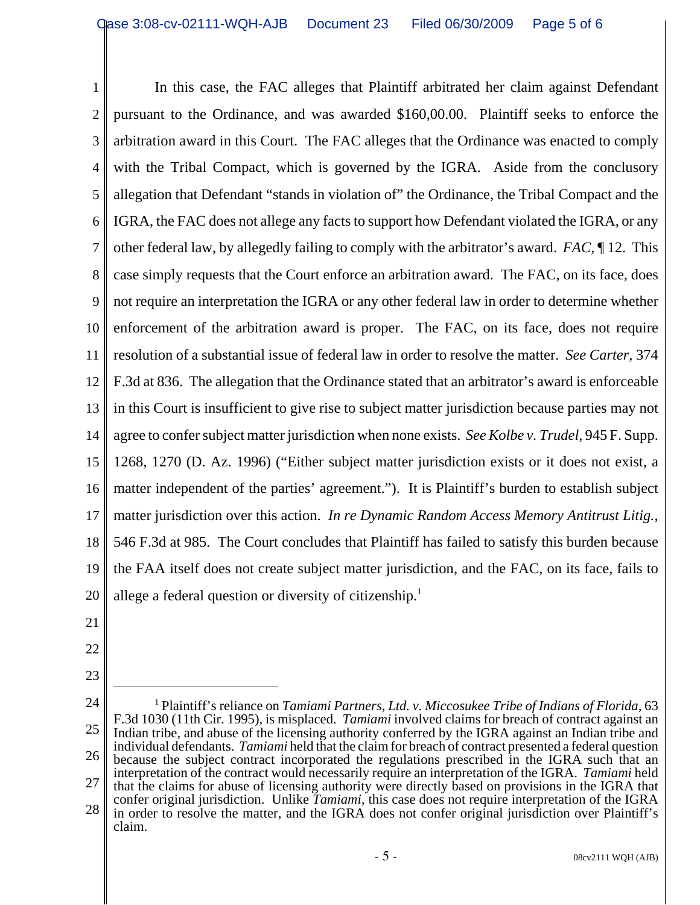In this case, the FAC alleges that Plaintiff arbitrated her claim against Defendant pursuant to the Ordinance, and was awarded $160,00.00. Plaintiff seeks to enforce the arbitration award in this Court. The FAC alleges that the Ordinance was enacted to comply with the Tribal Compact, which is governed by the IGRA. Aside from the conclusory allegation that Defendant "stands in violation of" the Ordinance, the Tribal Compact and the IGRA, the FAC does not allege any facts to support how Defendant violated the IGRA, or any other federal law, by allegedly failing to comply with the arbitrator's award. *FAC*, ¶ 12. This case simply requests that the Court enforce an arbitration award. The FAC, on its face, does not require an interpretation the IGRA or any other federal law in order to determine whether enforcement of the arbitration award is proper. The FAC, on its face, does not require resolution of a substantial issue of federal law in order to resolve the matter. *See Carter*, 374 F.3d at 836. The allegation that the Ordinance stated that an arbitrator's award is enforceable in this Court is insufficient to give rise to subject matter jurisdiction because parties may not agree to confer subject matter jurisdiction when none exists. *See Kolbe v. Trudel*, 945 F. Supp. 1268, 1270 (D. Az. 1996) ("Either subject matter jurisdiction exists or it does not exist, a matter independent of the parties' agreement."). It is Plaintiff's burden to establish subject matter jurisdiction over this action. *In re Dynamic Random Access Memory Antitrust Litig.*, 546 F.3d at 985. The Court concludes that Plaintiff has failed to satisfy this burden because the FAA itself does not create subject matter jurisdiction, and the FAC, on its face, fails to allege a federal question or diversity of citizenship.[1]

---

[1] Plaintiff's reliance on *Tamiami Partners, Ltd. v. Miccosukee Tribe of Indians of Florida*, 63 F.3d 1030 (11th Cir. 1995), is misplaced. *Tamiami* involved claims for breach of contract against an Indian tribe, and abuse of the licensing authority conferred by the IGRA against an Indian tribe and individual defendants. *Tamiami* held that the claim for breach of contract presented a federal question because the subject contract incorporated the regulations prescribed in the IGRA such that an interpretation of the contract would necessarily require an interpretation of the IGRA. *Tamiami* held that the claims for abuse of licensing authority were directly based on provisions in the IGRA that confer original jurisdiction. Unlike *Tamiami*, this case does not require interpretation of the IGRA in order to resolve the matter, and the IGRA does not confer original jurisdiction over Plaintiff's claim.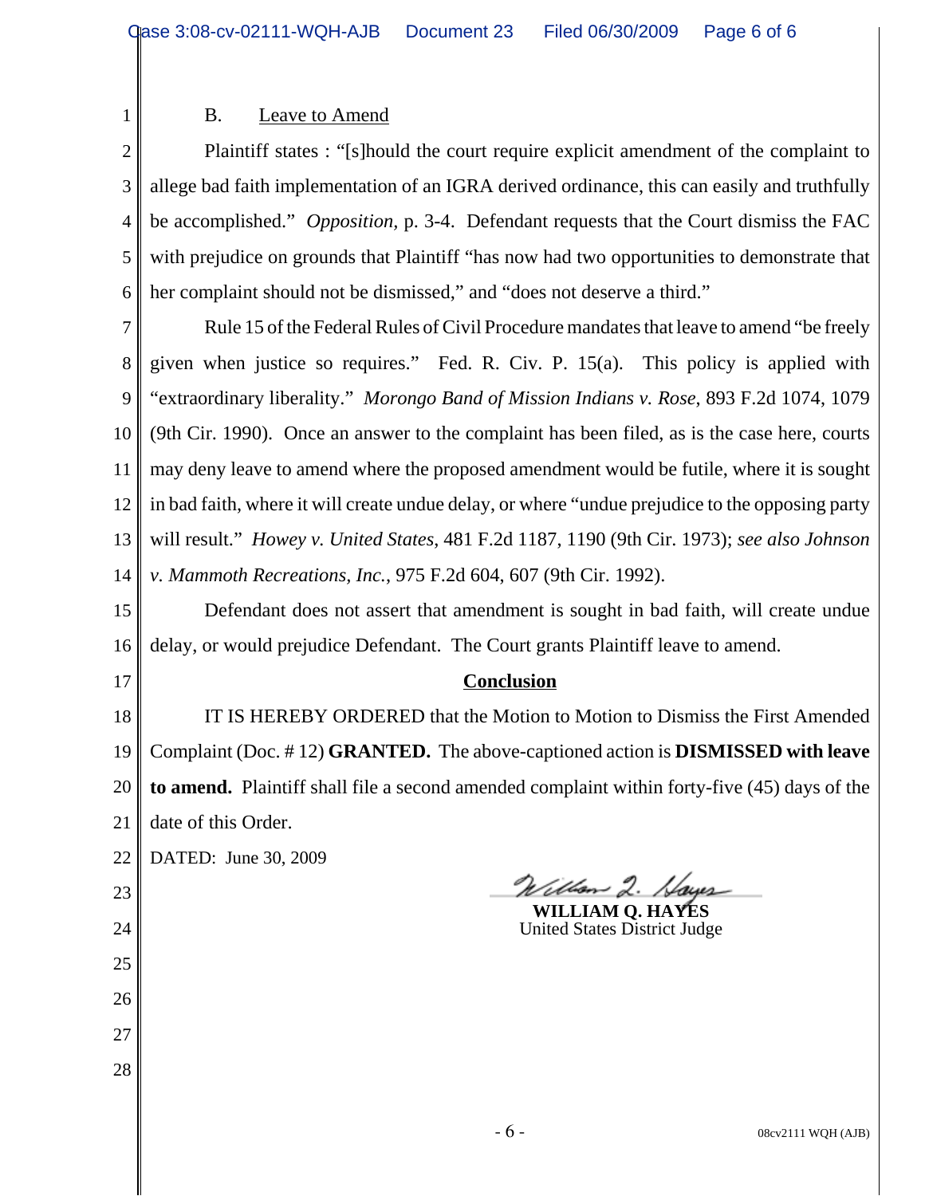B. Leave to Amend

Plaintiff states : "[s]hould the court require explicit amendment of the complaint to allege bad faith implementation of an IGRA derived ordinance, this can easily and truthfully be accomplished." *Opposition,* p. 3-4. Defendant requests that the Court dismiss the FAC with prejudice on grounds that Plaintiff "has now had two opportunities to demonstrate that her complaint should not be dismissed," and "does not deserve a third."

Rule 15 of the Federal Rules of Civil Procedure mandates that leave to amend "be freely given when justice so requires." Fed. R. Civ. P. 15(a). This policy is applied with "extraordinary liberality." *Morongo Band of Mission Indians v. Rose*, 893 F.2d 1074, 1079 (9th Cir. 1990). Once an answer to the complaint has been filed, as is the case here, courts may deny leave to amend where the proposed amendment would be futile, where it is sought in bad faith, where it will create undue delay, or where "undue prejudice to the opposing party will result." *Howey v. United States*, 481 F.2d 1187, 1190 (9th Cir. 1973); *see also Johnson v. Mammoth Recreations, Inc.*, 975 F.2d 604, 607 (9th Cir. 1992).

Defendant does not assert that amendment is sought in bad faith, will create undue delay, or would prejudice Defendant. The Court grants Plaintiff leave to amend.

**Conclusion**

IT IS HEREBY ORDERED that the Motion to Motion to Dismiss the First Amended Complaint (Doc. # 12) **GRANTED.** The above-captioned action is **DISMISSED with leave to amend.** Plaintiff shall file a second amended complaint within forty-five (45) days of the date of this Order.

DATED: June 30, 2009

**WILLIAM Q. HAYES**
United States District Judge

08cv2111 WQH (AJB)